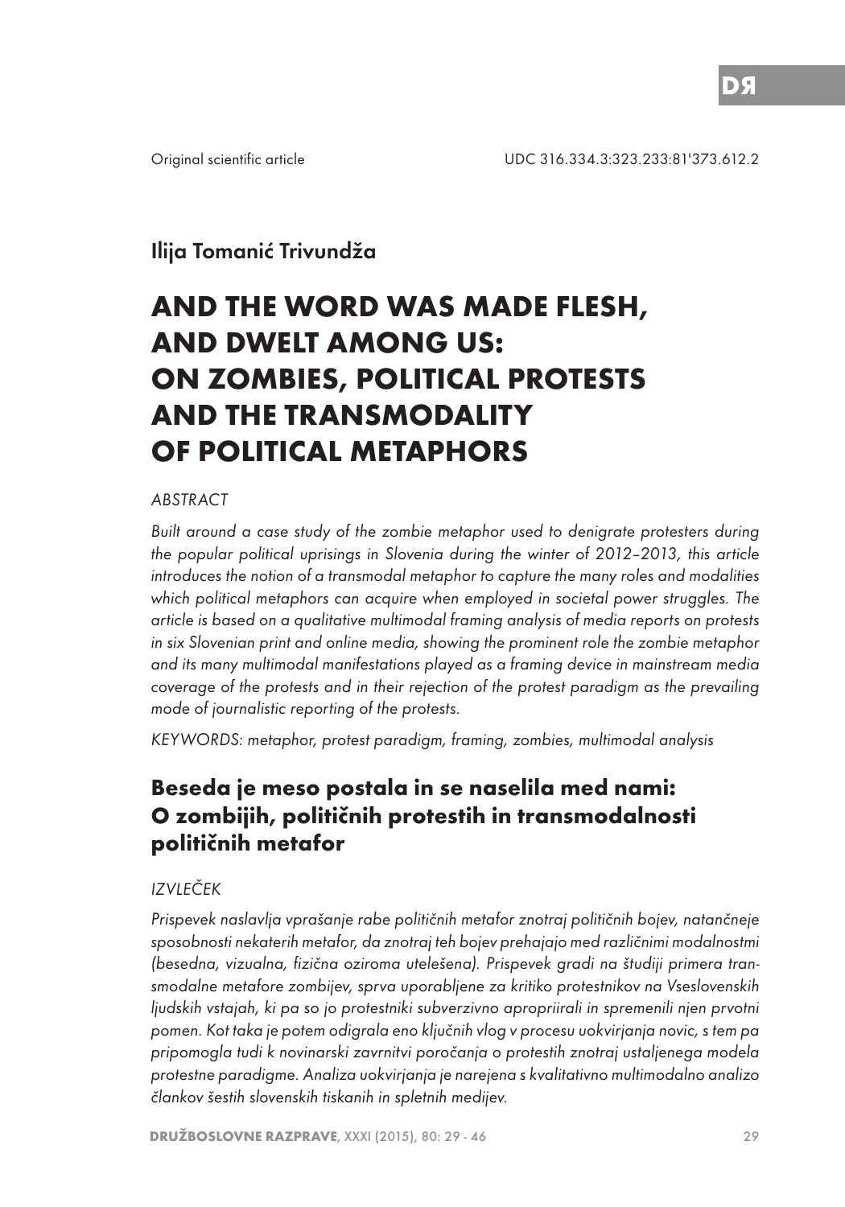Original scientific article UDC 316.334.3:323.233:81'373.612.2

Ilija Tomanić Trivundža

# AND THE WORD WAS MADE FLESH, AND DWELT AMONG US: ON ZOMBIES, POLITICAL PROTESTS AND THE TRANSMODALITY OF POLITICAL METAPHORS

*ABSTRACT*

*Built around a case study of the zombie metaphor used to denigrate protesters during the popular political uprisings in Slovenia during the winter of 2012–2013, this article introduces the notion of a transmodal metaphor to capture the many roles and modalities which political metaphors can acquire when employed in societal power struggles. The article is based on a qualitative multimodal framing analysis of media reports on protests in six Slovenian print and online media, showing the prominent role the zombie metaphor and its many multimodal manifestations played as a framing device in mainstream media coverage of the protests and in their rejection of the protest paradigm as the prevailing mode of journalistic reporting of the protests.*

*KEYWORDS: metaphor, protest paradigm, framing, zombies, multimodal analysis*

## Beseda je meso postala in se naselila med nami: O zombijih, političnih protestih in transmodalnosti političnih metafor

*IZVLEČEK*

*Prispevek naslavlja vprašanje rabe političnih metafor znotraj političnih bojev, natančneje sposobnosti nekaterih metafor, da znotraj teh bojev prehajajo med različnimi modalnostmi (besedna, vizualna, fizična oziroma utelešena). Prispevek gradi na študiji primera transmodalne metafore zombijev, sprva uporabljene za kritiko protestnikov na Vseslovenskih ljudskih vstajah, ki pa so jo protestniki subverzivno apropriirali in spremenili njen prvotni pomen. Kot taka je potem odigrala eno ključnih vlog v procesu uokvirjanja novic, s tem pa pripomogla tudi k novinarski zavrnitvi poročanja o protestih znotraj ustaljenega modela protestne paradigme. Analiza uokvirjanja je narejena s kvalitativno multimodalno analizo člankov šestih slovenskih tiskanih in spletnih medijev.*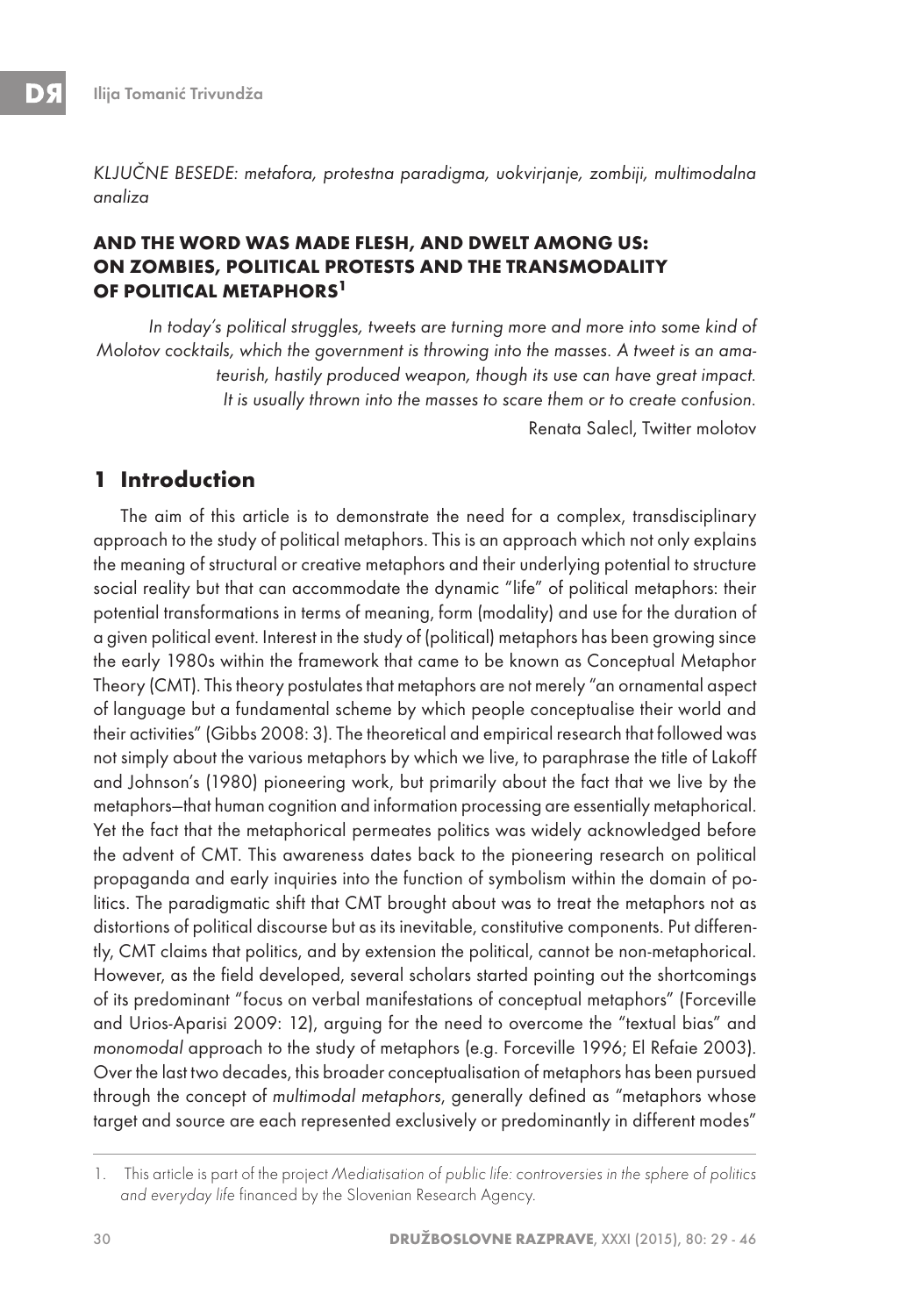*KLJUČNE BESEDE: metafora, protestna paradigma, uokvirjanje, zombiji, multimodalna analiza*

### AND THE WORD WAS MADE FLESH, AND DWELT AMONG US: ON ZOMBIES, POLITICAL PROTESTS AND THE TRANSMODALITY OF POLITICAL METAPHORS[1]

> *In today's political struggles, tweets are turning more and more into some kind of Molotov cocktails, which the government is throwing into the masses. A tweet is an amateurish, hastily produced weapon, though its use can have great impact. It is usually thrown into the masses to scare them or to create confusion.*
>
> Renata Salecl, Twitter molotov

## 1 Introduction

The aim of this article is to demonstrate the need for a complex, transdisciplinary approach to the study of political metaphors. This is an approach which not only explains the meaning of structural or creative metaphors and their underlying potential to structure social reality but that can accommodate the dynamic "life" of political metaphors: their potential transformations in terms of meaning, form (modality) and use for the duration of a given political event. Interest in the study of (political) metaphors has been growing since the early 1980s within the framework that came to be known as Conceptual Metaphor Theory (CMT). This theory postulates that metaphors are not merely "an ornamental aspect of language but a fundamental scheme by which people conceptualise their world and their activities" (Gibbs 2008: 3). The theoretical and empirical research that followed was not simply about the various metaphors by which we live, to paraphrase the title of Lakoff and Johnson's (1980) pioneering work, but primarily about the fact that we live by the metaphors—that human cognition and information processing are essentially metaphorical. Yet the fact that the metaphorical permeates politics was widely acknowledged before the advent of CMT. This awareness dates back to the pioneering research on political propaganda and early inquiries into the function of symbolism within the domain of politics. The paradigmatic shift that CMT brought about was to treat the metaphors not as distortions of political discourse but as its inevitable, constitutive components. Put differently, CMT claims that politics, and by extension the political, cannot be non-metaphorical. However, as the field developed, several scholars started pointing out the shortcomings of its predominant "focus on verbal manifestations of conceptual metaphors" (Forceville and Urios-Aparisi 2009: 12), arguing for the need to overcome the "textual bias" and *monomodal* approach to the study of metaphors (e.g. Forceville 1996; El Refaie 2003). Over the last two decades, this broader conceptualisation of metaphors has been pursued through the concept of *multimodal metaphors*, generally defined as "metaphors whose target and source are each represented exclusively or predominantly in different modes"

---

1. This article is part of the project *Mediatisation of public life: controversies in the sphere of politics and everyday life* financed by the Slovenian Research Agency.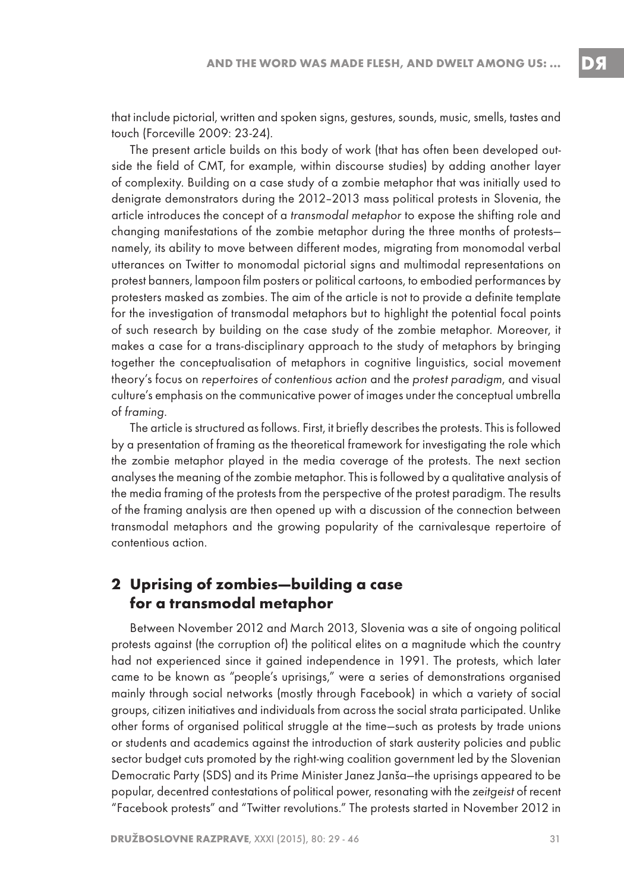that include pictorial, written and spoken signs, gestures, sounds, music, smells, tastes and touch (Forceville 2009: 23-24).

The present article builds on this body of work (that has often been developed outside the field of CMT, for example, within discourse studies) by adding another layer of complexity. Building on a case study of a zombie metaphor that was initially used to denigrate demonstrators during the 2012–2013 mass political protests in Slovenia, the article introduces the concept of a *transmodal metaphor* to expose the shifting role and changing manifestations of the zombie metaphor during the three months of protests—namely, its ability to move between different modes, migrating from monomodal verbal utterances on Twitter to monomodal pictorial signs and multimodal representations on protest banners, lampoon film posters or political cartoons, to embodied performances by protesters masked as zombies. The aim of the article is not to provide a definite template for the investigation of transmodal metaphors but to highlight the potential focal points of such research by building on the case study of the zombie metaphor. Moreover, it makes a case for a trans-disciplinary approach to the study of metaphors by bringing together the conceptualisation of metaphors in cognitive linguistics, social movement theory's focus on *repertoires of contentious action* and the *protest paradigm*, and visual culture's emphasis on the communicative power of images under the conceptual umbrella of *framing*.

The article is structured as follows. First, it briefly describes the protests. This is followed by a presentation of framing as the theoretical framework for investigating the role which the zombie metaphor played in the media coverage of the protests. The next section analyses the meaning of the zombie metaphor. This is followed by a qualitative analysis of the media framing of the protests from the perspective of the protest paradigm. The results of the framing analysis are then opened up with a discussion of the connection between transmodal metaphors and the growing popularity of the carnivalesque repertoire of contentious action.

## 2 Uprising of zombies—building a case for a transmodal metaphor

Between November 2012 and March 2013, Slovenia was a site of ongoing political protests against (the corruption of) the political elites on a magnitude which the country had not experienced since it gained independence in 1991. The protests, which later came to be known as "people's uprisings," were a series of demonstrations organised mainly through social networks (mostly through Facebook) in which a variety of social groups, citizen initiatives and individuals from across the social strata participated. Unlike other forms of organised political struggle at the time—such as protests by trade unions or students and academics against the introduction of stark austerity policies and public sector budget cuts promoted by the right-wing coalition government led by the Slovenian Democratic Party (SDS) and its Prime Minister Janez Janša—the uprisings appeared to be popular, decentred contestations of political power, resonating with the *zeitgeist* of recent "Facebook protests" and "Twitter revolutions." The protests started in November 2012 in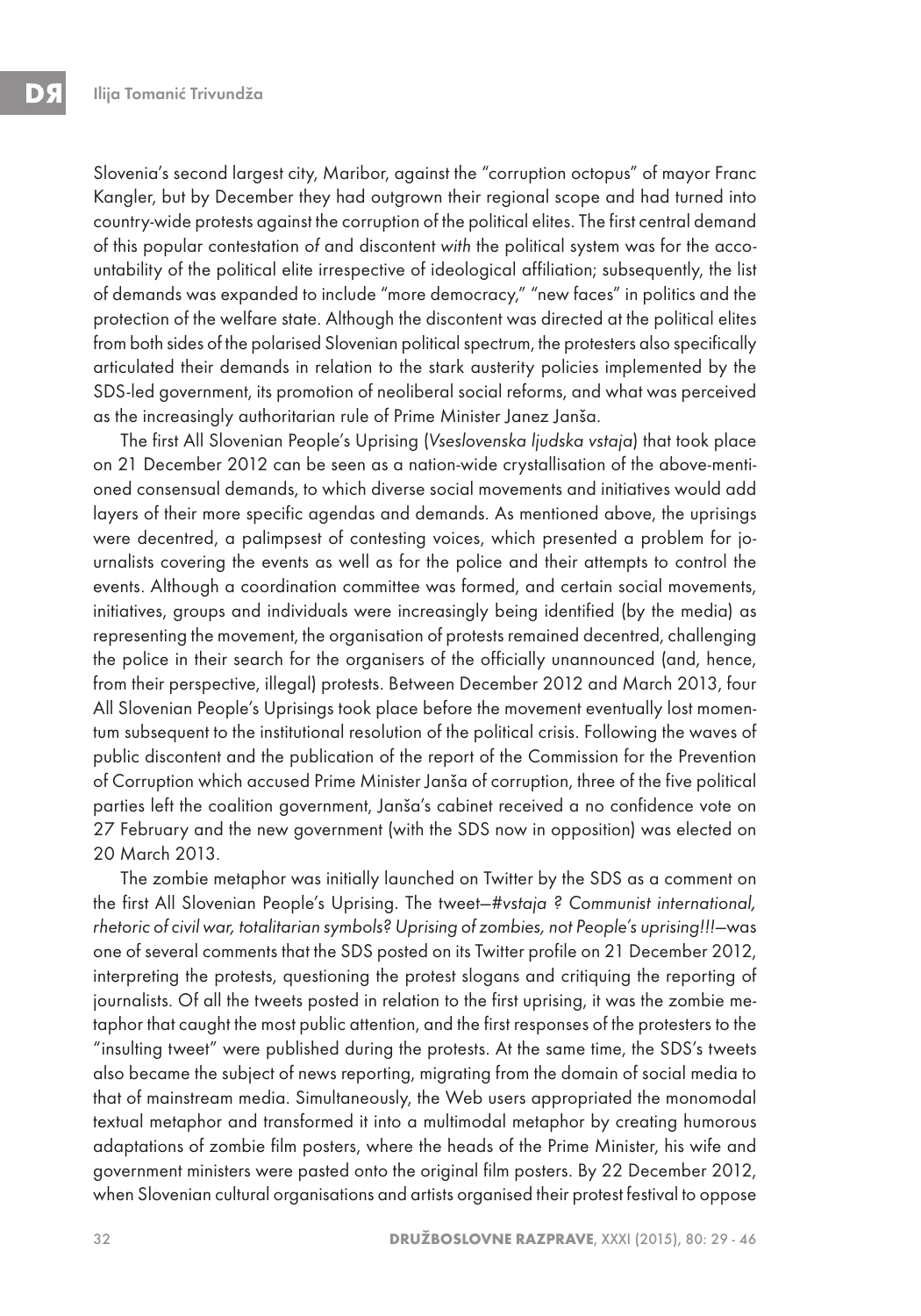Slovenia's second largest city, Maribor, against the "corruption octopus" of mayor Franc Kangler, but by December they had outgrown their regional scope and had turned into country-wide protests against the corruption of the political elites. The first central demand of this popular contestation *of* and discontent *with* the political system was for the accountability of the political elite irrespective of ideological affiliation; subsequently, the list of demands was expanded to include "more democracy," "new faces" in politics and the protection of the welfare state. Although the discontent was directed at the political elites from both sides of the polarised Slovenian political spectrum, the protesters also specifically articulated their demands in relation to the stark austerity policies implemented by the SDS-led government, its promotion of neoliberal social reforms, and what was perceived as the increasingly authoritarian rule of Prime Minister Janez Janša.

The first All Slovenian People's Uprising (*Vseslovenska ljudska vstaja*) that took place on 21 December 2012 can be seen as a nation-wide crystallisation of the above-mentioned consensual demands, to which diverse social movements and initiatives would add layers of their more specific agendas and demands. As mentioned above, the uprisings were decentred, a palimpsest of contesting voices, which presented a problem for journalists covering the events as well as for the police and their attempts to control the events. Although a coordination committee was formed, and certain social movements, initiatives, groups and individuals were increasingly being identified (by the media) as representing the movement, the organisation of protests remained decentred, challenging the police in their search for the organisers of the officially unannounced (and, hence, from their perspective, illegal) protests. Between December 2012 and March 2013, four All Slovenian People's Uprisings took place before the movement eventually lost momentum subsequent to the institutional resolution of the political crisis. Following the waves of public discontent and the publication of the report of the Commission for the Prevention of Corruption which accused Prime Minister Janša of corruption, three of the five political parties left the coalition government, Janša's cabinet received a no confidence vote on 27 February and the new government (with the SDS now in opposition) was elected on 20 March 2013.

The zombie metaphor was initially launched on Twitter by the SDS as a comment on the first All Slovenian People's Uprising. The tweet—*#vstaja ? Communist international, rhetoric of civil war, totalitarian symbols? Uprising of zombies, not People's uprising!!!*—was one of several comments that the SDS posted on its Twitter profile on 21 December 2012, interpreting the protests, questioning the protest slogans and critiquing the reporting of journalists. Of all the tweets posted in relation to the first uprising, it was the zombie metaphor that caught the most public attention, and the first responses of the protesters to the "insulting tweet" were published during the protests. At the same time, the SDS's tweets also became the subject of news reporting, migrating from the domain of social media to that of mainstream media. Simultaneously, the Web users appropriated the monomodal textual metaphor and transformed it into a multimodal metaphor by creating humorous adaptations of zombie film posters, where the heads of the Prime Minister, his wife and government ministers were pasted onto the original film posters. By 22 December 2012, when Slovenian cultural organisations and artists organised their protest festival to oppose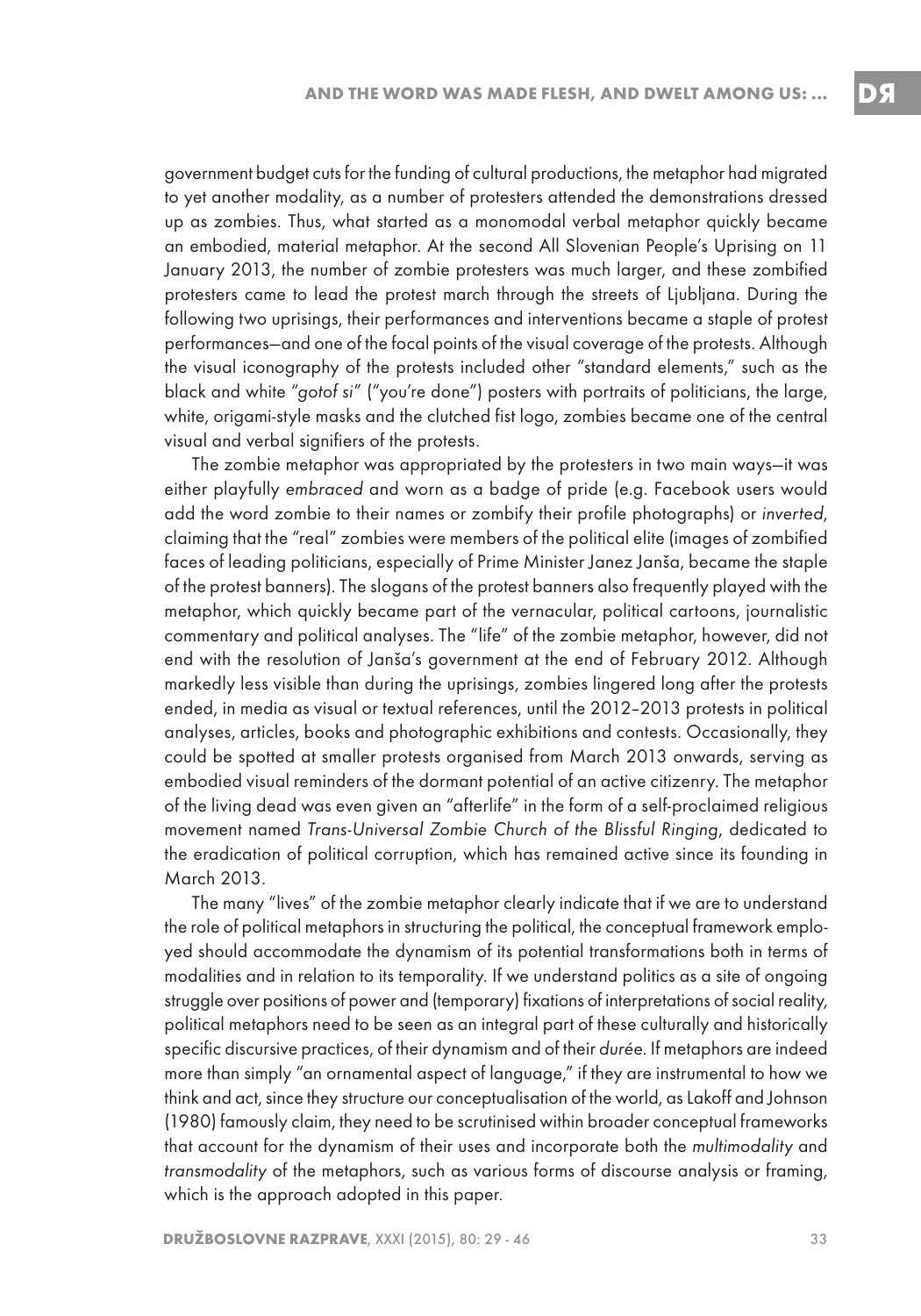government budget cuts for the funding of cultural productions, the metaphor had migrated to yet another modality, as a number of protesters attended the demonstrations dressed up as zombies. Thus, what started as a monomodal verbal metaphor quickly became an embodied, material metaphor. At the second All Slovenian People's Uprising on 11 January 2013, the number of zombie protesters was much larger, and these zombified protesters came to lead the protest march through the streets of Ljubljana. During the following two uprisings, their performances and interventions became a staple of protest performances—and one of the focal points of the visual coverage of the protests. Although the visual iconography of the protests included other "standard elements," such as the black and white "*gotof si*" ("you're done") posters with portraits of politicians, the large, white, origami-style masks and the clutched fist logo, zombies became one of the central visual and verbal signifiers of the protests.

The zombie metaphor was appropriated by the protesters in two main ways—it was either playfully *embraced* and worn as a badge of pride (e.g. Facebook users would add the word zombie to their names or zombify their profile photographs) or *inverted*, claiming that the "real" zombies were members of the political elite (images of zombified faces of leading politicians, especially of Prime Minister Janez Janša, became the staple of the protest banners). The slogans of the protest banners also frequently played with the metaphor, which quickly became part of the vernacular, political cartoons, journalistic commentary and political analyses. The "life" of the zombie metaphor, however, did not end with the resolution of Janša's government at the end of February 2012. Although markedly less visible than during the uprisings, zombies lingered long after the protests ended, in media as visual or textual references, until the 2012–2013 protests in political analyses, articles, books and photographic exhibitions and contests. Occasionally, they could be spotted at smaller protests organised from March 2013 onwards, serving as embodied visual reminders of the dormant potential of an active citizenry. The metaphor of the living dead was even given an "afterlife" in the form of a self-proclaimed religious movement named *Trans-Universal Zombie Church of the Blissful Ringing*, dedicated to the eradication of political corruption, which has remained active since its founding in March 2013.

The many "lives" of the zombie metaphor clearly indicate that if we are to understand the role of political metaphors in structuring the political, the conceptual framework employed should accommodate the dynamism of its potential transformations both in terms of modalities and in relation to its temporality. If we understand politics as a site of ongoing struggle over positions of power and (temporary) fixations of interpretations of social reality, political metaphors need to be seen as an integral part of these culturally and historically specific discursive practices, of their dynamism and of their *durée*. If metaphors are indeed more than simply "an ornamental aspect of language," if they are instrumental to how we think and act, since they structure our conceptualisation of the world, as Lakoff and Johnson (1980) famously claim, they need to be scrutinised within broader conceptual frameworks that account for the dynamism of their uses and incorporate both the *multimodality* and *transmodality* of the metaphors, such as various forms of discourse analysis or framing, which is the approach adopted in this paper.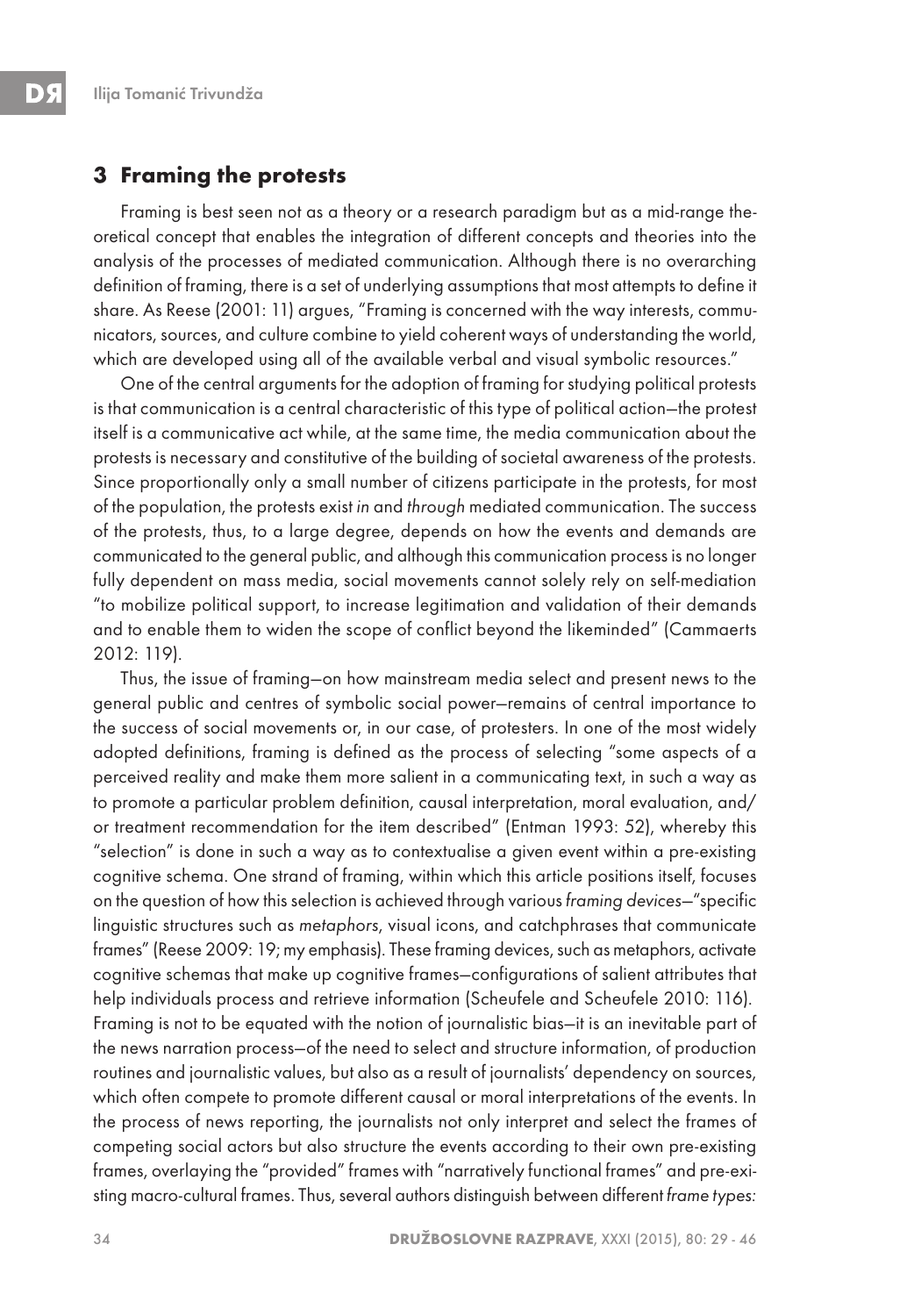## 3 Framing the protests

Framing is best seen not as a theory or a research paradigm but as a mid-range theoretical concept that enables the integration of different concepts and theories into the analysis of the processes of mediated communication. Although there is no overarching definition of framing, there is a set of underlying assumptions that most attempts to define it share. As Reese (2001: 11) argues, "Framing is concerned with the way interests, communicators, sources, and culture combine to yield coherent ways of understanding the world, which are developed using all of the available verbal and visual symbolic resources."

One of the central arguments for the adoption of framing for studying political protests is that communication is a central characteristic of this type of political action—the protest itself is a communicative act while, at the same time, the media communication about the protests is necessary and constitutive of the building of societal awareness of the protests. Since proportionally only a small number of citizens participate in the protests, for most of the population, the protests exist *in* and *through* mediated communication. The success of the protests, thus, to a large degree, depends on how the events and demands are communicated to the general public, and although this communication process is no longer fully dependent on mass media, social movements cannot solely rely on self-mediation "to mobilize political support, to increase legitimation and validation of their demands and to enable them to widen the scope of conflict beyond the likeminded" (Cammaerts 2012: 119).

Thus, the issue of framing—on how mainstream media select and present news to the general public and centres of symbolic social power—remains of central importance to the success of social movements or, in our case, of protesters. In one of the most widely adopted definitions, framing is defined as the process of selecting "some aspects of a perceived reality and make them more salient in a communicating text, in such a way as to promote a particular problem definition, causal interpretation, moral evaluation, and/or treatment recommendation for the item described" (Entman 1993: 52), whereby this "selection" is done in such a way as to contextualise a given event within a pre-existing cognitive schema. One strand of framing, within which this article positions itself, focuses on the question of how this selection is achieved through various *framing devices*—"specific linguistic structures such as *metaphors*, visual icons, and catchphrases that communicate frames" (Reese 2009: 19; my emphasis). These framing devices, such as metaphors, activate cognitive schemas that make up cognitive frames—configurations of salient attributes that help individuals process and retrieve information (Scheufele and Scheufele 2010: 116). Framing is not to be equated with the notion of journalistic bias—it is an inevitable part of the news narration process—of the need to select and structure information, of production routines and journalistic values, but also as a result of journalists' dependency on sources, which often compete to promote different causal or moral interpretations of the events. In the process of news reporting, the journalists not only interpret and select the frames of competing social actors but also structure the events according to their own pre-existing frames, overlaying the "provided" frames with "narratively functional frames" and pre-existing macro-cultural frames. Thus, several authors distinguish between different *frame types:*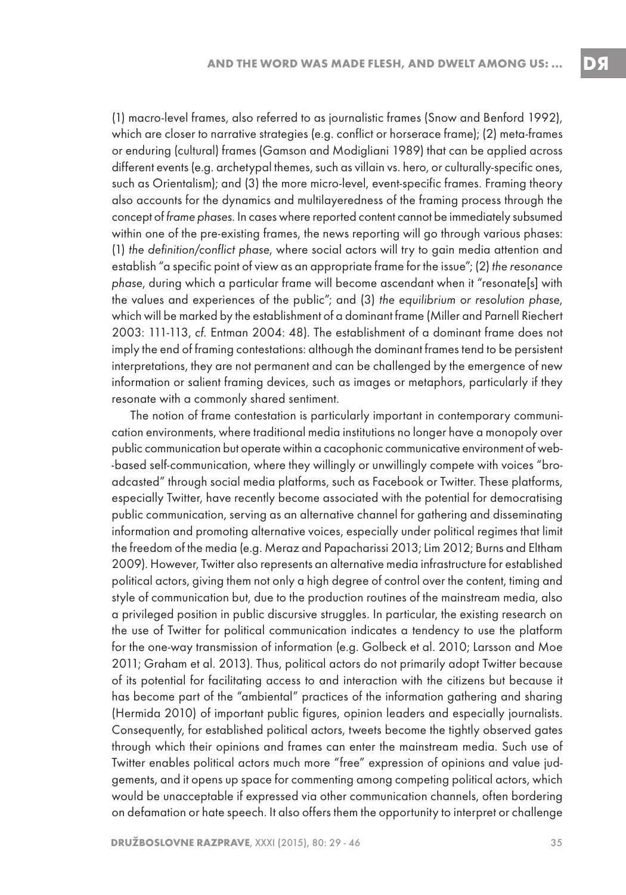(1) macro-level frames, also referred to as journalistic frames (Snow and Benford 1992), which are closer to narrative strategies (e.g. conflict or horserace frame); (2) meta-frames or enduring (cultural) frames (Gamson and Modigliani 1989) that can be applied across different events (e.g. archetypal themes, such as villain vs. hero, or culturally-specific ones, such as Orientalism); and (3) the more micro-level, event-specific frames. Framing theory also accounts for the dynamics and multilayeredness of the framing process through the concept of *frame phases*. In cases where reported content cannot be immediately subsumed within one of the pre-existing frames, the news reporting will go through various phases: (1) *the definition/conflict phase*, where social actors will try to gain media attention and establish "a specific point of view as an appropriate frame for the issue"; (2) *the resonance phase*, during which a particular frame will become ascendant when it "resonate[s] with the values and experiences of the public"; and (3) *the equilibrium or resolution phase*, which will be marked by the establishment of a dominant frame (Miller and Parnell Riechert 2003: 111-113, *cf.* Entman 2004: 48). The establishment of a dominant frame does not imply the end of framing contestations: although the dominant frames tend to be persistent interpretations, they are not permanent and can be challenged by the emergence of new information or salient framing devices, such as images or metaphors, particularly if they resonate with a commonly shared sentiment.

The notion of frame contestation is particularly important in contemporary communication environments, where traditional media institutions no longer have a monopoly over public communication but operate within a cacophonic communicative environment of web-based self-communication, where they willingly or unwillingly compete with voices "broadcasted" through social media platforms, such as Facebook or Twitter. These platforms, especially Twitter, have recently become associated with the potential for democratising public communication, serving as an alternative channel for gathering and disseminating information and promoting alternative voices, especially under political regimes that limit the freedom of the media (e.g. Meraz and Papacharissi 2013; Lim 2012; Burns and Eltham 2009). However, Twitter also represents an alternative media infrastructure for established political actors, giving them not only a high degree of control over the content, timing and style of communication but, due to the production routines of the mainstream media, also a privileged position in public discursive struggles. In particular, the existing research on the use of Twitter for political communication indicates a tendency to use the platform for the one-way transmission of information (e.g. Golbeck et al. 2010; Larsson and Moe 2011; Graham et al. 2013). Thus, political actors do not primarily adopt Twitter because of its potential for facilitating access to and interaction with the citizens but because it has become part of the "ambiental" practices of the information gathering and sharing (Hermida 2010) of important public figures, opinion leaders and especially journalists. Consequently, for established political actors, tweets become the tightly observed gates through which their opinions and frames can enter the mainstream media. Such use of Twitter enables political actors much more "free" expression of opinions and value judgements, and it opens up space for commenting among competing political actors, which would be unacceptable if expressed via other communication channels, often bordering on defamation or hate speech. It also offers them the opportunity to interpret or challenge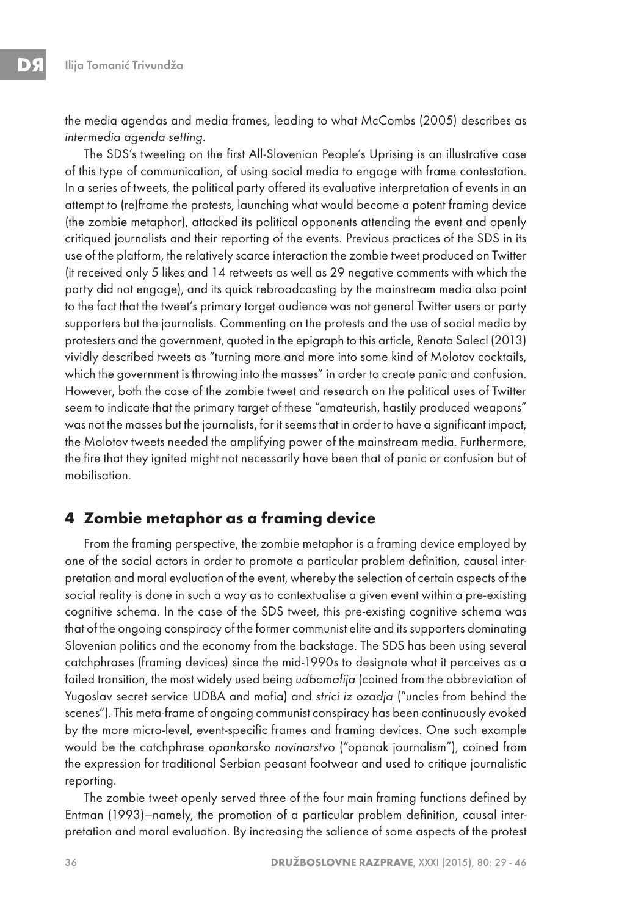the media agendas and media frames, leading to what McCombs (2005) describes as *intermedia agenda setting*.

The SDS's tweeting on the first All-Slovenian People's Uprising is an illustrative case of this type of communication, of using social media to engage with frame contestation. In a series of tweets, the political party offered its evaluative interpretation of events in an attempt to (re)frame the protests, launching what would become a potent framing device (the zombie metaphor), attacked its political opponents attending the event and openly critiqued journalists and their reporting of the events. Previous practices of the SDS in its use of the platform, the relatively scarce interaction the zombie tweet produced on Twitter (it received only 5 likes and 14 retweets as well as 29 negative comments with which the party did not engage), and its quick rebroadcasting by the mainstream media also point to the fact that the tweet's primary target audience was not general Twitter users or party supporters but the journalists. Commenting on the protests and the use of social media by protesters and the government, quoted in the epigraph to this article, Renata Salecl (2013) vividly described tweets as "turning more and more into some kind of Molotov cocktails, which the government is throwing into the masses" in order to create panic and confusion. However, both the case of the zombie tweet and research on the political uses of Twitter seem to indicate that the primary target of these "amateurish, hastily produced weapons" was not the masses but the journalists, for it seems that in order to have a significant impact, the Molotov tweets needed the amplifying power of the mainstream media. Furthermore, the fire that they ignited might not necessarily have been that of panic or confusion but of mobilisation.

## 4 Zombie metaphor as a framing device

From the framing perspective, the zombie metaphor is a framing device employed by one of the social actors in order to promote a particular problem definition, causal interpretation and moral evaluation of the event, whereby the selection of certain aspects of the social reality is done in such a way as to contextualise a given event within a pre-existing cognitive schema. In the case of the SDS tweet, this pre-existing cognitive schema was that of the ongoing conspiracy of the former communist elite and its supporters dominating Slovenian politics and the economy from the backstage. The SDS has been using several catchphrases (framing devices) since the mid-1990s to designate what it perceives as a failed transition, the most widely used being *udbomafija* (coined from the abbreviation of Yugoslav secret service UDBA and mafia) and *strici iz ozadja* ("uncles from behind the scenes"). This meta-frame of ongoing communist conspiracy has been continuously evoked by the more micro-level, event-specific frames and framing devices. One such example would be the catchphrase *opankarsko novinarstvo* ("opanak journalism"), coined from the expression for traditional Serbian peasant footwear and used to critique journalistic reporting.

The zombie tweet openly served three of the four main framing functions defined by Entman (1993)—namely, the promotion of a particular problem definition, causal interpretation and moral evaluation. By increasing the salience of some aspects of the protest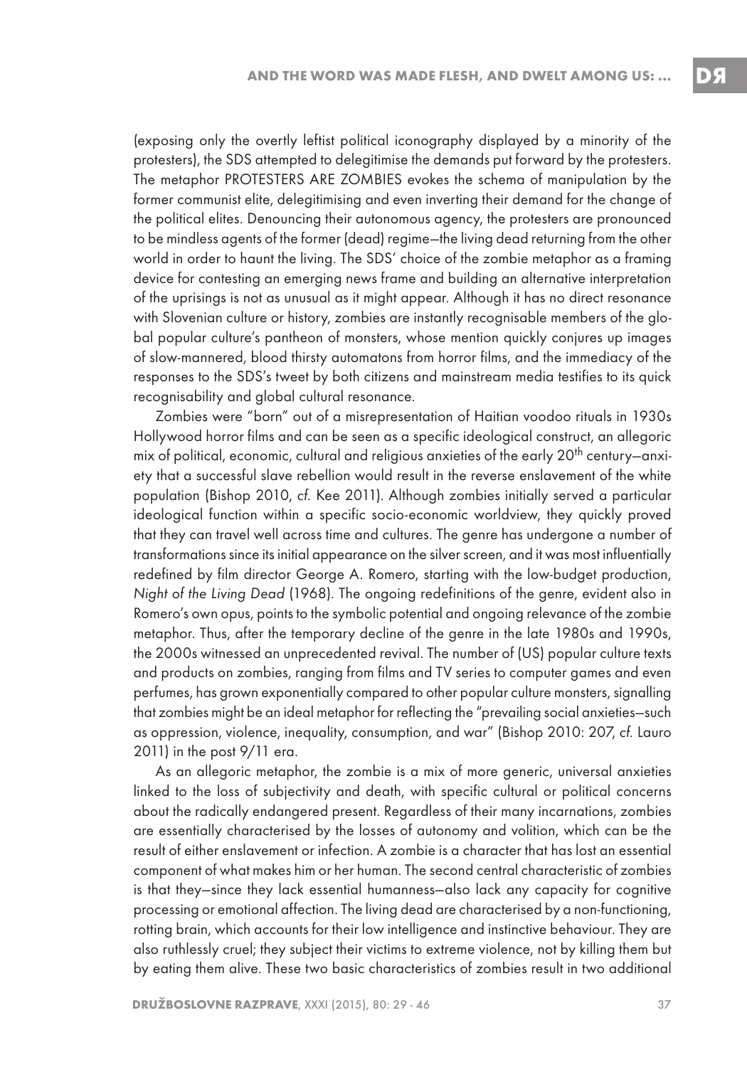(exposing only the overtly leftist political iconography displayed by a minority of the protesters), the SDS attempted to delegitimise the demands put forward by the protesters. The metaphor PROTESTERS ARE ZOMBIES evokes the schema of manipulation by the former communist elite, delegitimising and even inverting their demand for the change of the political elites. Denouncing their autonomous agency, the protesters are pronounced to be mindless agents of the former (dead) regime—the living dead returning from the other world in order to haunt the living. The SDS' choice of the zombie metaphor as a framing device for contesting an emerging news frame and building an alternative interpretation of the uprisings is not as unusual as it might appear. Although it has no direct resonance with Slovenian culture or history, zombies are instantly recognisable members of the global popular culture's pantheon of monsters, whose mention quickly conjures up images of slow-mannered, blood thirsty automatons from horror films, and the immediacy of the responses to the SDS's tweet by both citizens and mainstream media testifies to its quick recognisability and global cultural resonance.

Zombies were "born" out of a misrepresentation of Haitian voodoo rituals in 1930s Hollywood horror films and can be seen as a specific ideological construct, an allegoric mix of political, economic, cultural and religious anxieties of the early 20th century—anxiety that a successful slave rebellion would result in the reverse enslavement of the white population (Bishop 2010, *cf.* Kee 2011). Although zombies initially served a particular ideological function within a specific socio-economic worldview, they quickly proved that they can travel well across time and cultures. The genre has undergone a number of transformations since its initial appearance on the silver screen, and it was most influentially redefined by film director George A. Romero, starting with the low-budget production, *Night of the Living Dead* (1968). The ongoing redefinitions of the genre, evident also in Romero's own opus, points to the symbolic potential and ongoing relevance of the zombie metaphor. Thus, after the temporary decline of the genre in the late 1980s and 1990s, the 2000s witnessed an unprecedented revival. The number of (US) popular culture texts and products on zombies, ranging from films and TV series to computer games and even perfumes, has grown exponentially compared to other popular culture monsters, signalling that zombies might be an ideal metaphor for reflecting the "prevailing social anxieties—such as oppression, violence, inequality, consumption, and war" (Bishop 2010: 207, *cf.* Lauro 2011) in the post 9/11 era.

As an allegoric metaphor, the zombie is a mix of more generic, universal anxieties linked to the loss of subjectivity and death, with specific cultural or political concerns about the radically endangered present. Regardless of their many incarnations, zombies are essentially characterised by the losses of autonomy and volition, which can be the result of either enslavement or infection. A zombie is a character that has lost an essential component of what makes him or her human. The second central characteristic of zombies is that they—since they lack essential humanness—also lack any capacity for cognitive processing or emotional affection. The living dead are characterised by a non-functioning, rotting brain, which accounts for their low intelligence and instinctive behaviour. They are also ruthlessly cruel; they subject their victims to extreme violence, not by killing them but by eating them alive. These two basic characteristics of zombies result in two additional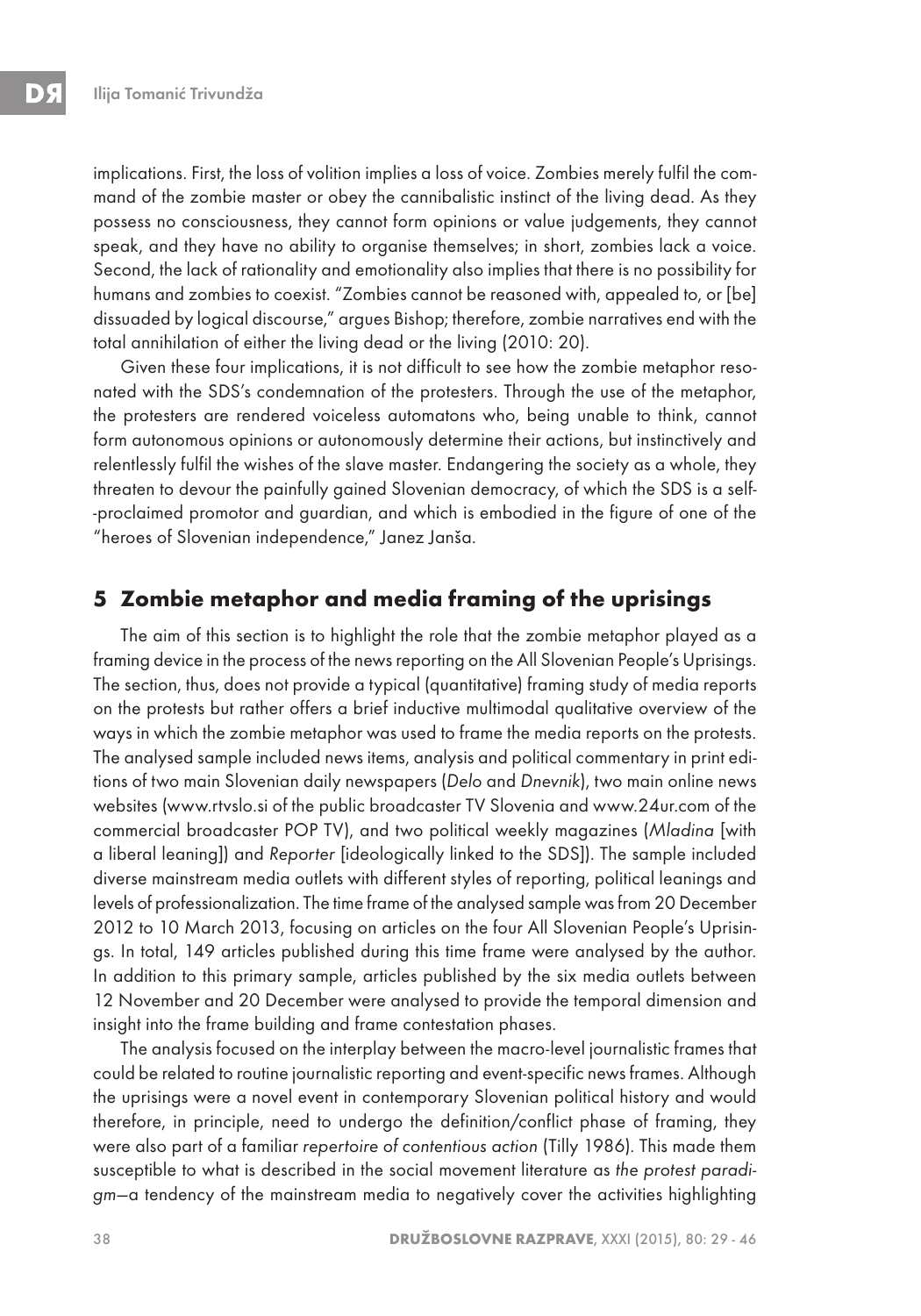implications. First, the loss of volition implies a loss of voice. Zombies merely fulfil the command of the zombie master or obey the cannibalistic instinct of the living dead. As they possess no consciousness, they cannot form opinions or value judgements, they cannot speak, and they have no ability to organise themselves; in short, zombies lack a voice. Second, the lack of rationality and emotionality also implies that there is no possibility for humans and zombies to coexist. "Zombies cannot be reasoned with, appealed to, or [be] dissuaded by logical discourse," argues Bishop; therefore, zombie narratives end with the total annihilation of either the living dead or the living (2010: 20).

Given these four implications, it is not difficult to see how the zombie metaphor resonated with the SDS's condemnation of the protesters. Through the use of the metaphor, the protesters are rendered voiceless automatons who, being unable to think, cannot form autonomous opinions or autonomously determine their actions, but instinctively and relentlessly fulfil the wishes of the slave master. Endangering the society as a whole, they threaten to devour the painfully gained Slovenian democracy, of which the SDS is a self-proclaimed promotor and guardian, and which is embodied in the figure of one of the "heroes of Slovenian independence," Janez Janša.

## 5 Zombie metaphor and media framing of the uprisings

The aim of this section is to highlight the role that the zombie metaphor played as a framing device in the process of the news reporting on the All Slovenian People's Uprisings. The section, thus, does not provide a typical (quantitative) framing study of media reports on the protests but rather offers a brief inductive multimodal qualitative overview of the ways in which the zombie metaphor was used to frame the media reports on the protests. The analysed sample included news items, analysis and political commentary in print editions of two main Slovenian daily newspapers (*Delo* and *Dnevnik*), two main online news websites (www.rtvslo.si of the public broadcaster TV Slovenia and www.24ur.com of the commercial broadcaster POP TV), and two political weekly magazines (*Mladina* [with a liberal leaning]) and *Reporter* [ideologically linked to the SDS]). The sample included diverse mainstream media outlets with different styles of reporting, political leanings and levels of professionalization. The time frame of the analysed sample was from 20 December 2012 to 10 March 2013, focusing on articles on the four All Slovenian People's Uprisings. In total, 149 articles published during this time frame were analysed by the author. In addition to this primary sample, articles published by the six media outlets between 12 November and 20 December were analysed to provide the temporal dimension and insight into the frame building and frame contestation phases.

The analysis focused on the interplay between the macro-level journalistic frames that could be related to routine journalistic reporting and event-specific news frames. Although the uprisings were a novel event in contemporary Slovenian political history and would therefore, in principle, need to undergo the definition/conflict phase of framing, they were also part of a familiar *repertoire of contentious action* (Tilly 1986). This made them susceptible to what is described in the social movement literature as *the protest paradigm*—a tendency of the mainstream media to negatively cover the activities highlighting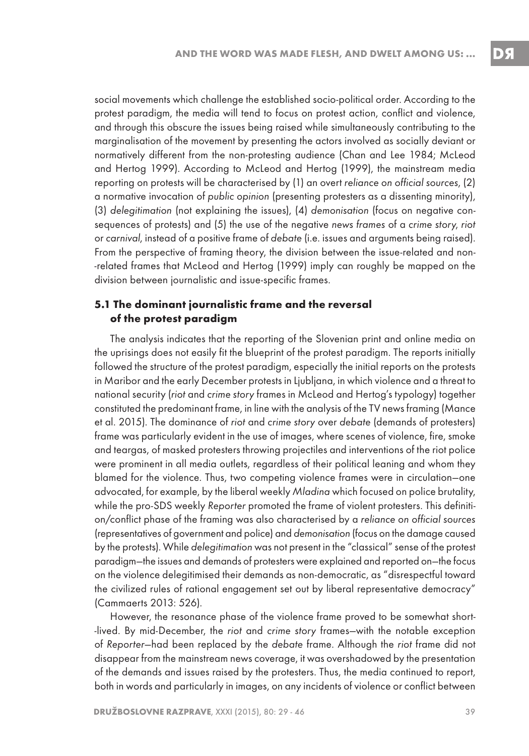social movements which challenge the established socio-political order. According to the protest paradigm, the media will tend to focus on protest action, conflict and violence, and through this obscure the issues being raised while simultaneously contributing to the marginalisation of the movement by presenting the actors involved as socially deviant or normatively different from the non-protesting audience (Chan and Lee 1984; McLeod and Hertog 1999). According to McLeod and Hertog (1999), the mainstream media reporting on protests will be characterised by (1) an overt *reliance on official sources*, (2) a normative invocation of *public opinion* (presenting protesters as a dissenting minority), (3) *delegitimation* (not explaining the issues), (4) *demonisation* (focus on negative consequences of protests) and (5) the use of the negative *news frames* of a *crime story*, *riot* or *carnival*, instead of a positive frame of *debate* (i.e. issues and arguments being raised). From the perspective of framing theory, the division between the issue-related and non-related frames that McLeod and Hertog (1999) imply can roughly be mapped on the division between journalistic and issue-specific frames.

### 5.1 The dominant journalistic frame and the reversal of the protest paradigm

The analysis indicates that the reporting of the Slovenian print and online media on the uprisings does not easily fit the blueprint of the protest paradigm. The reports initially followed the structure of the protest paradigm, especially the initial reports on the protests in Maribor and the early December protests in Ljubljana, in which violence and a threat to national security (*riot* and *crime story* frames in McLeod and Hertog's typology) together constituted the predominant frame, in line with the analysis of the TV news framing (Mance et al. 2015). The dominance of *riot* and *crime story* over *debate* (demands of protesters) frame was particularly evident in the use of images, where scenes of violence, fire, smoke and teargas, of masked protesters throwing projectiles and interventions of the riot police were prominent in all media outlets, regardless of their political leaning and whom they blamed for the violence. Thus, two competing violence frames were in circulation—one advocated, for example, by the liberal weekly *Mladina* which focused on police brutality, while the pro-SDS weekly *Reporter* promoted the frame of violent protesters. This definition/conflict phase of the framing was also characterised by a *reliance on official sources* (representatives of government and police) and *demonisation* (focus on the damage caused by the protests). While *delegitimation* was not present in the "classical" sense of the protest paradigm—the issues and demands of protesters were explained and reported on—the focus on the violence delegitimised their demands as non-democratic, as "disrespectful toward the civilized rules of rational engagement set out by liberal representative democracy" (Cammaerts 2013: 526).

However, the resonance phase of the violence frame proved to be somewhat short-lived. By mid-December, the *riot* and *crime story* frames—with the notable exception of *Reporter*—had been replaced by the *debate* frame. Although the *riot* frame did not disappear from the mainstream news coverage, it was overshadowed by the presentation of the demands and issues raised by the protesters. Thus, the media continued to report, both in words and particularly in images, on any incidents of violence or conflict between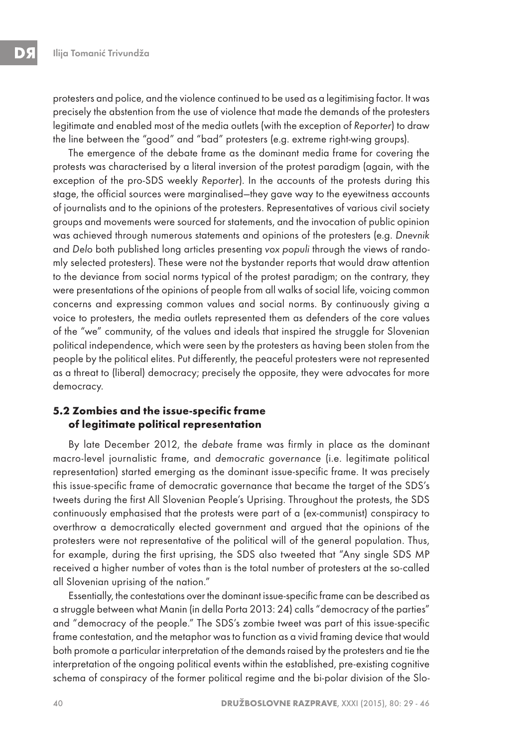protesters and police, and the violence continued to be used as a legitimising factor. It was precisely the abstention from the use of violence that made the demands of the protesters legitimate and enabled most of the media outlets (with the exception of *Reporter*) to draw the line between the "good" and "bad" protesters (e.g. extreme right-wing groups).

The emergence of the debate frame as the dominant media frame for covering the protests was characterised by a literal inversion of the protest paradigm (again, with the exception of the pro-SDS weekly *Reporter*). In the accounts of the protests during this stage, the official sources were marginalised—they gave way to the eyewitness accounts of journalists and to the opinions of the protesters. Representatives of various civil society groups and movements were sourced for statements, and the invocation of public opinion was achieved through numerous statements and opinions of the protesters (e.g. *Dnevnik* and *Delo* both published long articles presenting *vox populi* through the views of randomly selected protesters). These were not the bystander reports that would draw attention to the deviance from social norms typical of the protest paradigm; on the contrary, they were presentations of the opinions of people from all walks of social life, voicing common concerns and expressing common values and social norms. By continuously giving a voice to protesters, the media outlets represented them as defenders of the core values of the "we" community, of the values and ideals that inspired the struggle for Slovenian political independence, which were seen by the protesters as having been stolen from the people by the political elites. Put differently, the peaceful protesters were not represented as a threat to (liberal) democracy; precisely the opposite, they were advocates for more democracy.

### 5.2 Zombies and the issue-specific frame of legitimate political representation

By late December 2012, the *debate* frame was firmly in place as the dominant macro-level journalistic frame, and *democratic governance* (i.e. legitimate political representation) started emerging as the dominant issue-specific frame. It was precisely this issue-specific frame of democratic governance that became the target of the SDS's tweets during the first All Slovenian People's Uprising. Throughout the protests, the SDS continuously emphasised that the protests were part of a (ex-communist) conspiracy to overthrow a democratically elected government and argued that the opinions of the protesters were not representative of the political will of the general population. Thus, for example, during the first uprising, the SDS also tweeted that "Any single SDS MP received a higher number of votes than is the total number of protesters at the so-called all Slovenian uprising of the nation."

Essentially, the contestations over the dominant issue-specific frame can be described as a struggle between what Manin (in della Porta 2013: 24) calls "democracy of the parties" and "democracy of the people." The SDS's zombie tweet was part of this issue-specific frame contestation, and the metaphor was to function as a vivid framing device that would both promote a particular interpretation of the demands raised by the protesters and tie the interpretation of the ongoing political events within the established, pre-existing cognitive schema of conspiracy of the former political regime and the bi-polar division of the Slo-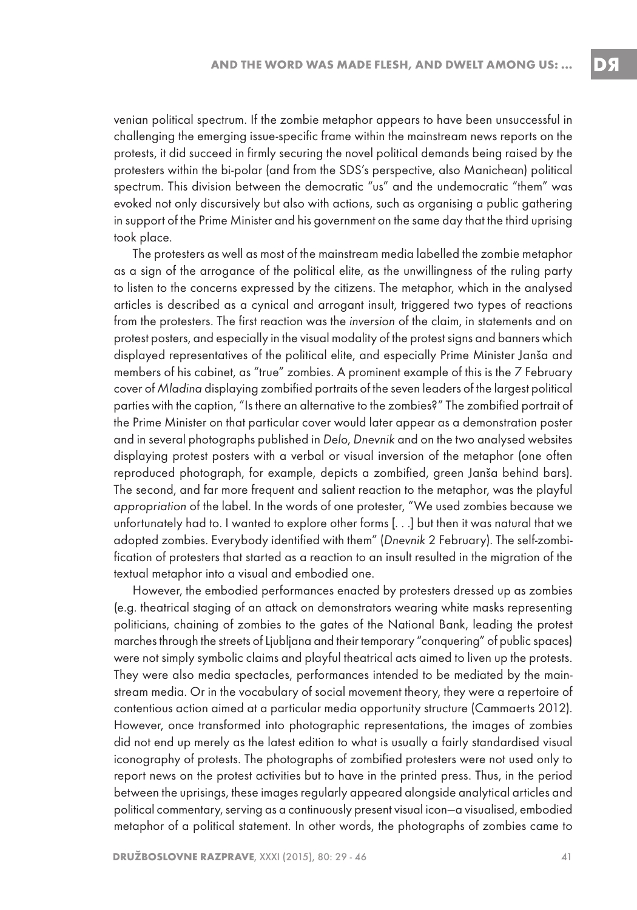venian political spectrum. If the zombie metaphor appears to have been unsuccessful in challenging the emerging issue-specific frame within the mainstream news reports on the protests, it did succeed in firmly securing the novel political demands being raised by the protesters within the bi-polar (and from the SDS's perspective, also Manichean) political spectrum. This division between the democratic "us" and the undemocratic "them" was evoked not only discursively but also with actions, such as organising a public gathering in support of the Prime Minister and his government on the same day that the third uprising took place.

The protesters as well as most of the mainstream media labelled the zombie metaphor as a sign of the arrogance of the political elite, as the unwillingness of the ruling party to listen to the concerns expressed by the citizens. The metaphor, which in the analysed articles is described as a cynical and arrogant insult, triggered two types of reactions from the protesters. The first reaction was the *inversion* of the claim, in statements and on protest posters, and especially in the visual modality of the protest signs and banners which displayed representatives of the political elite, and especially Prime Minister Janša and members of his cabinet, as "true" zombies. A prominent example of this is the 7 February cover of *Mladina* displaying zombified portraits of the seven leaders of the largest political parties with the caption, "Is there an alternative to the zombies?" The zombified portrait of the Prime Minister on that particular cover would later appear as a demonstration poster and in several photographs published in *Delo*, *Dnevnik* and on the two analysed websites displaying protest posters with a verbal or visual inversion of the metaphor (one often reproduced photograph, for example, depicts a zombified, green Janša behind bars). The second, and far more frequent and salient reaction to the metaphor, was the playful *appropriation* of the label. In the words of one protester, "We used zombies because we unfortunately had to. I wanted to explore other forms [. . .] but then it was natural that we adopted zombies. Everybody identified with them" (*Dnevnik* 2 February). The self-zombification of protesters that started as a reaction to an insult resulted in the migration of the textual metaphor into a visual and embodied one.

However, the embodied performances enacted by protesters dressed up as zombies (e.g. theatrical staging of an attack on demonstrators wearing white masks representing politicians, chaining of zombies to the gates of the National Bank, leading the protest marches through the streets of Ljubljana and their temporary "conquering" of public spaces) were not simply symbolic claims and playful theatrical acts aimed to liven up the protests. They were also media spectacles, performances intended to be mediated by the mainstream media. Or in the vocabulary of social movement theory, they were a repertoire of contentious action aimed at a particular media opportunity structure (Cammaerts 2012). However, once transformed into photographic representations, the images of zombies did not end up merely as the latest edition to what is usually a fairly standardised visual iconography of protests. The photographs of zombified protesters were not used only to report news on the protest activities but to have in the printed press. Thus, in the period between the uprisings, these images regularly appeared alongside analytical articles and political commentary, serving as a continuously present visual icon—a visualised, embodied metaphor of a political statement. In other words, the photographs of zombies came to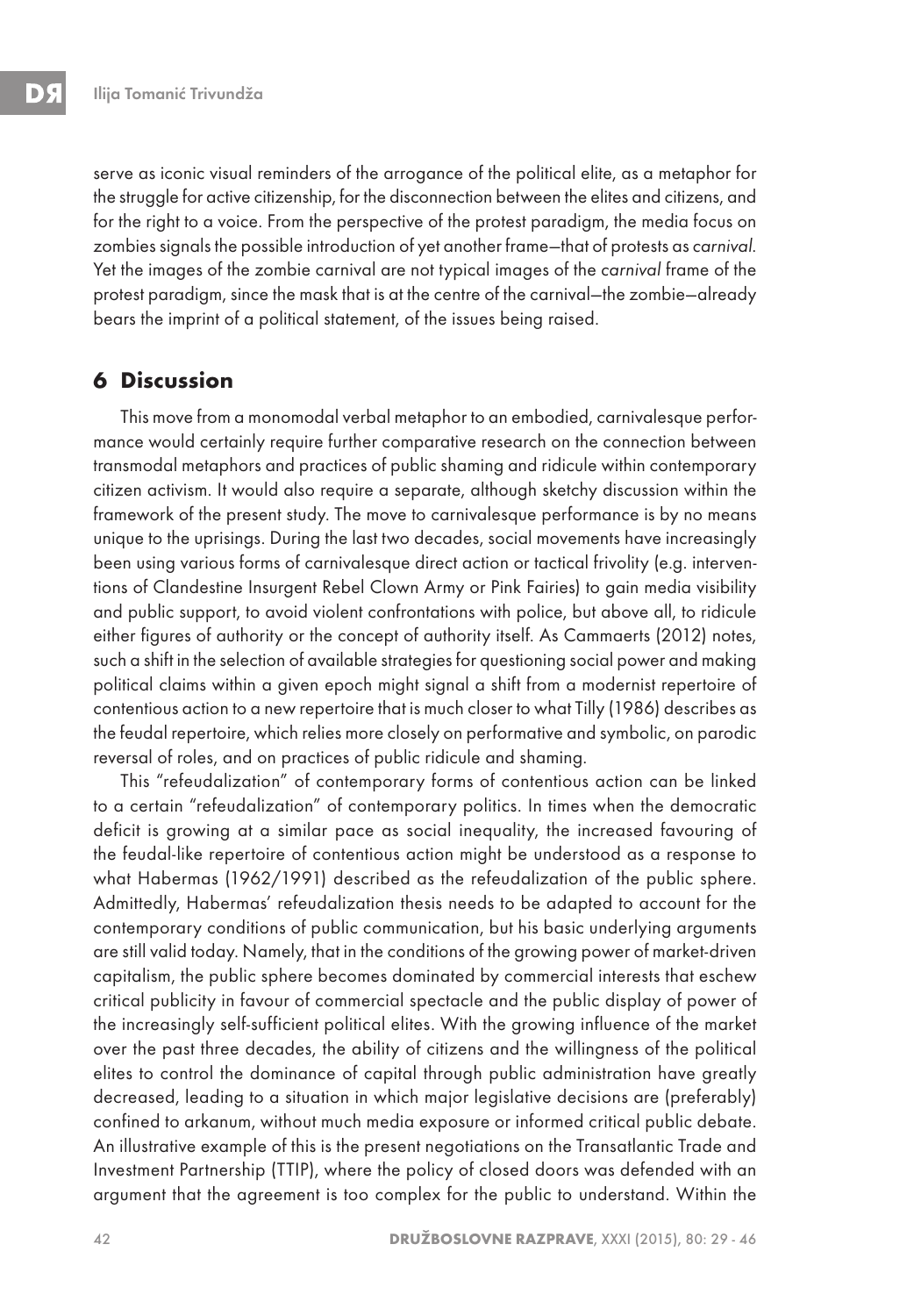serve as iconic visual reminders of the arrogance of the political elite, as a metaphor for the struggle for active citizenship, for the disconnection between the elites and citizens, and for the right to a voice. From the perspective of the protest paradigm, the media focus on zombies signals the possible introduction of yet another frame—that of protests as *carnival*. Yet the images of the zombie carnival are not typical images of the *carnival* frame of the protest paradigm, since the mask that is at the centre of the carnival—the zombie—already bears the imprint of a political statement, of the issues being raised.

## 6 Discussion

This move from a monomodal verbal metaphor to an embodied, carnivalesque performance would certainly require further comparative research on the connection between transmodal metaphors and practices of public shaming and ridicule within contemporary citizen activism. It would also require a separate, although sketchy discussion within the framework of the present study. The move to carnivalesque performance is by no means unique to the uprisings. During the last two decades, social movements have increasingly been using various forms of carnivalesque direct action or tactical frivolity (e.g. interventions of Clandestine Insurgent Rebel Clown Army or Pink Fairies) to gain media visibility and public support, to avoid violent confrontations with police, but above all, to ridicule either figures of authority or the concept of authority itself. As Cammaerts (2012) notes, such a shift in the selection of available strategies for questioning social power and making political claims within a given epoch might signal a shift from a modernist repertoire of contentious action to a new repertoire that is much closer to what Tilly (1986) describes as the feudal repertoire, which relies more closely on performative and symbolic, on parodic reversal of roles, and on practices of public ridicule and shaming.

This "refeudalization" of contemporary forms of contentious action can be linked to a certain "refeudalization" of contemporary politics. In times when the democratic deficit is growing at a similar pace as social inequality, the increased favouring of the feudal-like repertoire of contentious action might be understood as a response to what Habermas (1962/1991) described as the refeudalization of the public sphere. Admittedly, Habermas' refeudalization thesis needs to be adapted to account for the contemporary conditions of public communication, but his basic underlying arguments are still valid today. Namely, that in the conditions of the growing power of market-driven capitalism, the public sphere becomes dominated by commercial interests that eschew critical publicity in favour of commercial spectacle and the public display of power of the increasingly self-sufficient political elites. With the growing influence of the market over the past three decades, the ability of citizens and the willingness of the political elites to control the dominance of capital through public administration have greatly decreased, leading to a situation in which major legislative decisions are (preferably) confined to arkanum, without much media exposure or informed critical public debate. An illustrative example of this is the present negotiations on the Transatlantic Trade and Investment Partnership (TTIP), where the policy of closed doors was defended with an argument that the agreement is too complex for the public to understand. Within the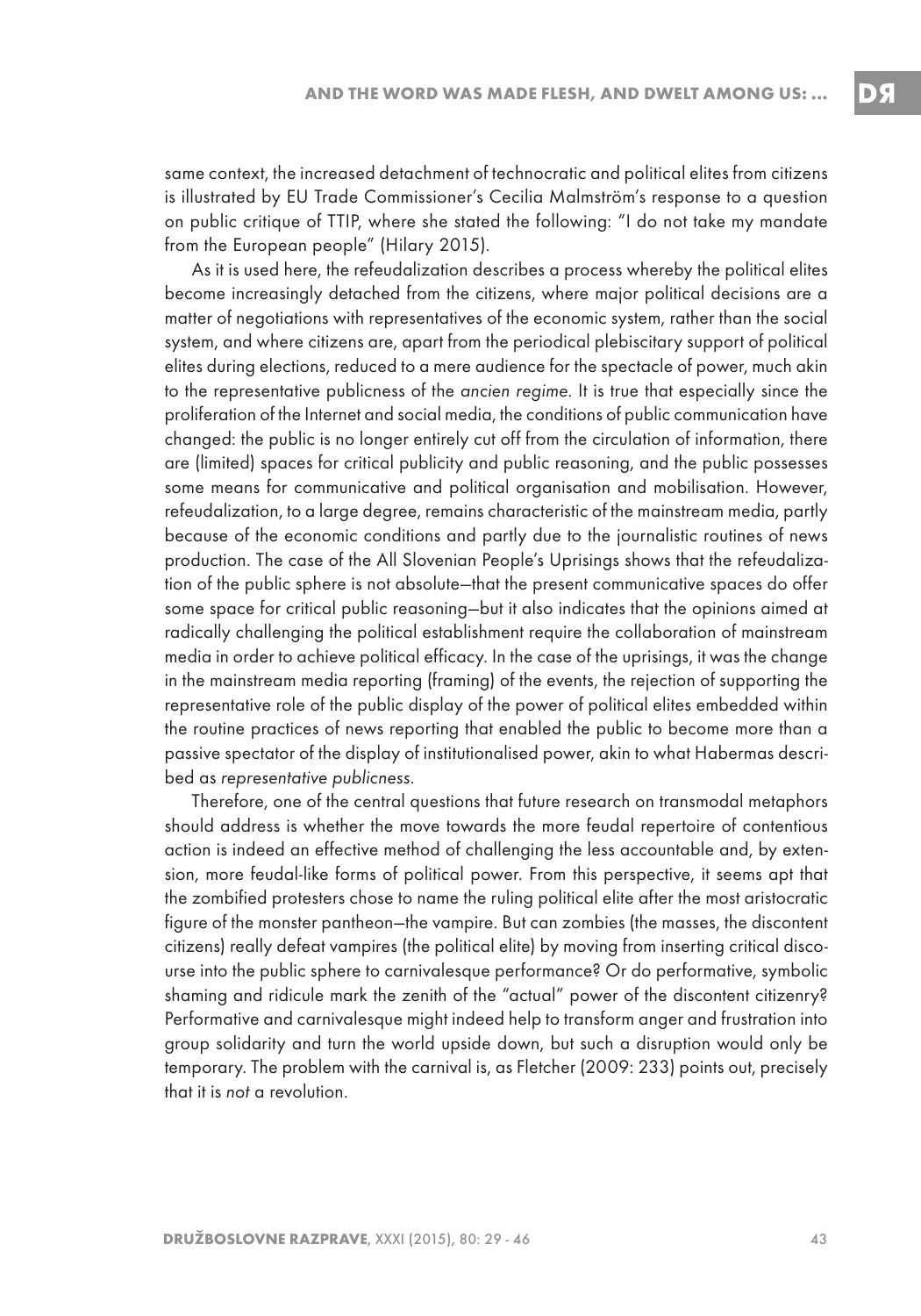same context, the increased detachment of technocratic and political elites from citizens is illustrated by EU Trade Commissioner's Cecilia Malmström's response to a question on public critique of TTIP, where she stated the following: "I do not take my mandate from the European people" (Hilary 2015).

As it is used here, the refeudalization describes a process whereby the political elites become increasingly detached from the citizens, where major political decisions are a matter of negotiations with representatives of the economic system, rather than the social system, and where citizens are, apart from the periodical plebiscitary support of political elites during elections, reduced to a mere audience for the spectacle of power, much akin to the representative publicness of the *ancien regime*. It is true that especially since the proliferation of the Internet and social media, the conditions of public communication have changed: the public is no longer entirely cut off from the circulation of information, there are (limited) spaces for critical publicity and public reasoning, and the public possesses some means for communicative and political organisation and mobilisation. However, refeudalization, to a large degree, remains characteristic of the mainstream media, partly because of the economic conditions and partly due to the journalistic routines of news production. The case of the All Slovenian People's Uprisings shows that the refeudalization of the public sphere is not absolute—that the present communicative spaces do offer some space for critical public reasoning—but it also indicates that the opinions aimed at radically challenging the political establishment require the collaboration of mainstream media in order to achieve political efficacy. In the case of the uprisings, it was the change in the mainstream media reporting (framing) of the events, the rejection of supporting the representative role of the public display of the power of political elites embedded within the routine practices of news reporting that enabled the public to become more than a passive spectator of the display of institutionalised power, akin to what Habermas described as *representative publicness*.

Therefore, one of the central questions that future research on transmodal metaphors should address is whether the move towards the more feudal repertoire of contentious action is indeed an effective method of challenging the less accountable and, by extension, more feudal-like forms of political power. From this perspective, it seems apt that the zombified protesters chose to name the ruling political elite after the most aristocratic figure of the monster pantheon—the vampire. But can zombies (the masses, the discontent citizens) really defeat vampires (the political elite) by moving from inserting critical discourse into the public sphere to carnivalesque performance? Or do performative, symbolic shaming and ridicule mark the zenith of the "actual" power of the discontent citizenry? Performative and carnivalesque might indeed help to transform anger and frustration into group solidarity and turn the world upside down, but such a disruption would only be temporary. The problem with the carnival is, as Fletcher (2009: 233) points out, precisely that it is *not* a revolution.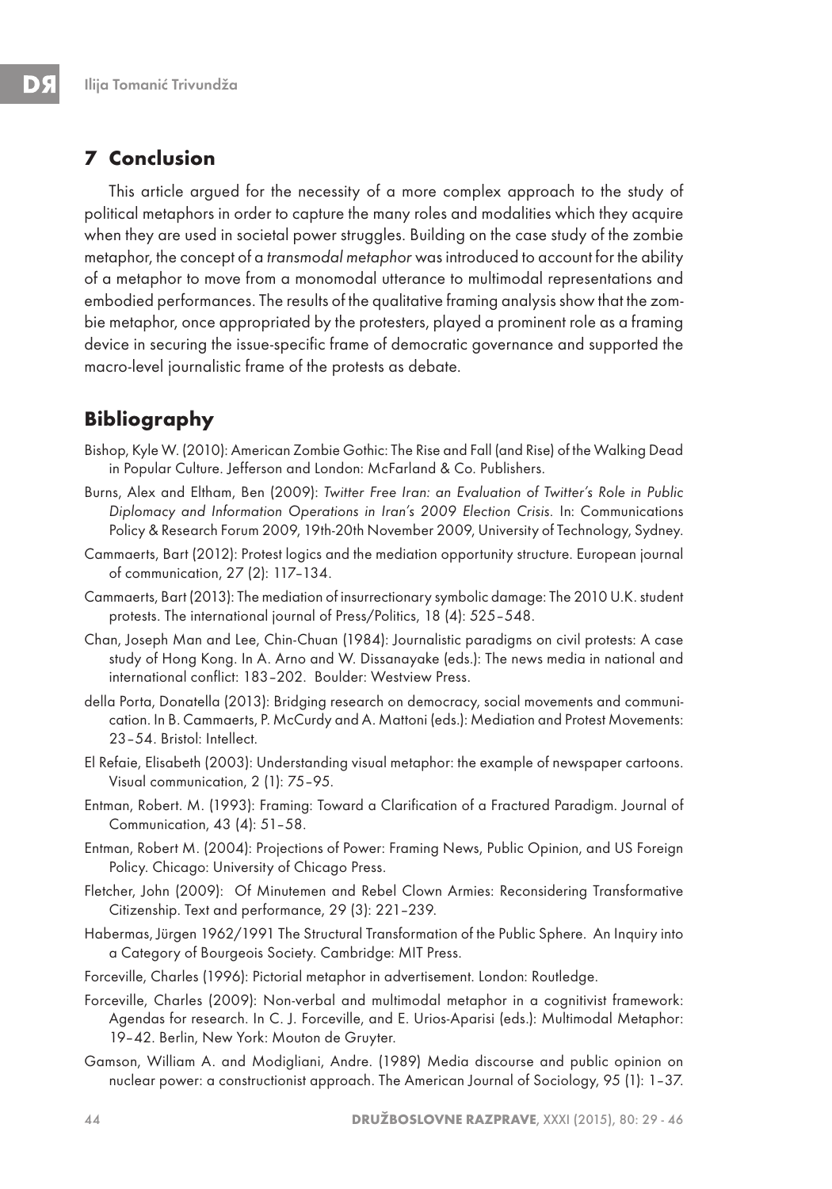## 7 Conclusion

This article argued for the necessity of a more complex approach to the study of political metaphors in order to capture the many roles and modalities which they acquire when they are used in societal power struggles. Building on the case study of the zombie metaphor, the concept of a *transmodal metaphor* was introduced to account for the ability of a metaphor to move from a monomodal utterance to multimodal representations and embodied performances. The results of the qualitative framing analysis show that the zombie metaphor, once appropriated by the protesters, played a prominent role as a framing device in securing the issue-specific frame of democratic governance and supported the macro-level journalistic frame of the protests as debate.

## Bibliography

Bishop, Kyle W. (2010): American Zombie Gothic: The Rise and Fall (and Rise) of the Walking Dead in Popular Culture. Jefferson and London: McFarland & Co. Publishers.

Burns, Alex and Eltham, Ben (2009): *Twitter Free Iran: an Evaluation of Twitter's Role in Public Diplomacy and Information Operations in Iran's 2009 Election Crisis.* In: Communications Policy & Research Forum 2009, 19th-20th November 2009, University of Technology, Sydney.

Cammaerts, Bart (2012): Protest logics and the mediation opportunity structure. European journal of communication, 27 (2): 117–134.

Cammaerts, Bart (2013): The mediation of insurrectionary symbolic damage: The 2010 U.K. student protests. The international journal of Press/Politics, 18 (4): 525–548.

Chan, Joseph Man and Lee, Chin-Chuan (1984): Journalistic paradigms on civil protests: A case study of Hong Kong. In A. Arno and W. Dissanayake (eds.): The news media in national and international conflict: 183–202. Boulder: Westview Press.

della Porta, Donatella (2013): Bridging research on democracy, social movements and communication. In B. Cammaerts, P. McCurdy and A. Mattoni (eds.): Mediation and Protest Movements: 23–54. Bristol: Intellect.

El Refaie, Elisabeth (2003): Understanding visual metaphor: the example of newspaper cartoons. Visual communication, 2 (1): 75–95.

Entman, Robert. M. (1993): Framing: Toward a Clarification of a Fractured Paradigm. Journal of Communication, 43 (4): 51–58.

Entman, Robert M. (2004): Projections of Power: Framing News, Public Opinion, and US Foreign Policy. Chicago: University of Chicago Press.

Fletcher, John (2009): Of Minutemen and Rebel Clown Armies: Reconsidering Transformative Citizenship. Text and performance, 29 (3): 221–239.

Habermas, Jürgen 1962/1991 The Structural Transformation of the Public Sphere. An Inquiry into a Category of Bourgeois Society. Cambridge: MIT Press.

Forceville, Charles (1996): Pictorial metaphor in advertisement. London: Routledge.

Forceville, Charles (2009): Non-verbal and multimodal metaphor in a cognitivist framework: Agendas for research. In C. J. Forceville, and E. Urios-Aparisi (eds.): Multimodal Metaphor: 19–42. Berlin, New York: Mouton de Gruyter.

Gamson, William A. and Modigliani, Andre. (1989) Media discourse and public opinion on nuclear power: a constructionist approach. The American Journal of Sociology, 95 (1): 1–37.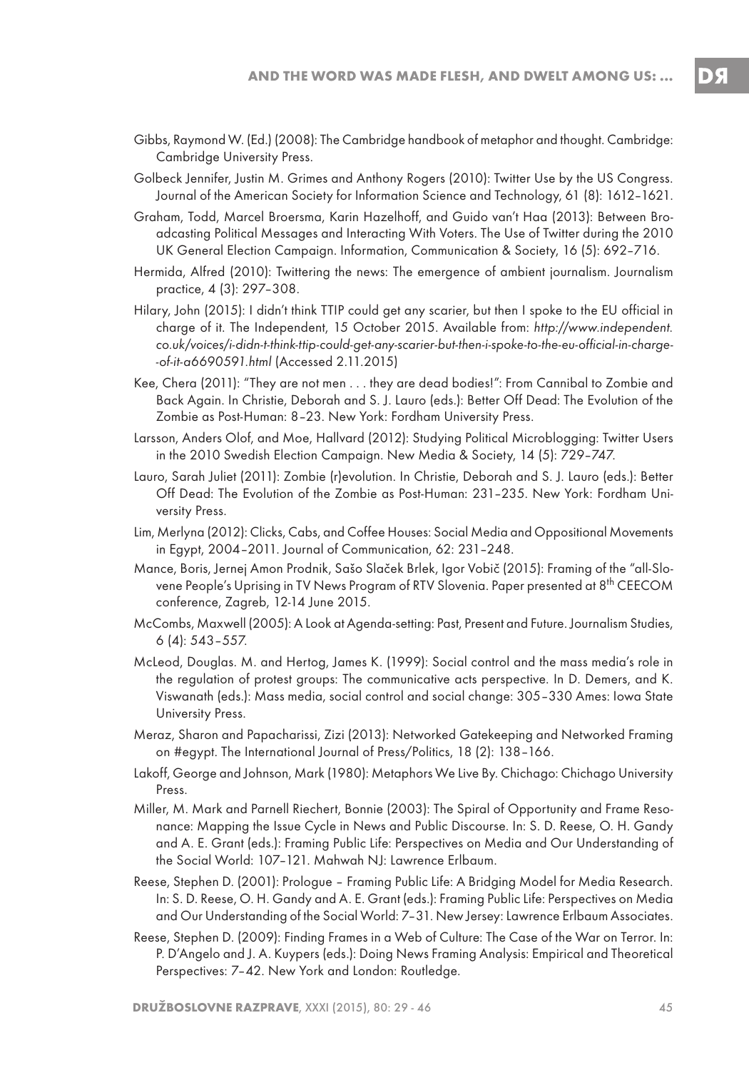Gibbs, Raymond W. (Ed.) (2008): The Cambridge handbook of metaphor and thought. Cambridge: Cambridge University Press.

Golbeck Jennifer, Justin M. Grimes and Anthony Rogers (2010): Twitter Use by the US Congress. Journal of the American Society for Information Science and Technology, 61 (8): 1612–1621.

Graham, Todd, Marcel Broersma, Karin Hazelhoff, and Guido van't Haa (2013): Between Broadcasting Political Messages and Interacting With Voters. The Use of Twitter during the 2010 UK General Election Campaign. Information, Communication & Society, 16 (5): 692–716.

Hermida, Alfred (2010): Twittering the news: The emergence of ambient journalism. Journalism practice, 4 (3): 297–308.

Hilary, John (2015): I didn't think TTIP could get any scarier, but then I spoke to the EU official in charge of it. The Independent, 15 October 2015. Available from: *http://www.independent.co.uk/voices/i-didn-t-think-ttip-could-get-any-scarier-but-then-i-spoke-to-the-eu-official-in-charge--of-it-a6690591.html* (Accessed 2.11.2015)

Kee, Chera (2011): "They are not men . . . they are dead bodies!": From Cannibal to Zombie and Back Again. In Christie, Deborah and S. J. Lauro (eds.): Better Off Dead: The Evolution of the Zombie as Post-Human: 8–23. New York: Fordham University Press.

Larsson, Anders Olof, and Moe, Hallvard (2012): Studying Political Microblogging: Twitter Users in the 2010 Swedish Election Campaign. New Media & Society, 14 (5): 729–747.

Lauro, Sarah Juliet (2011): Zombie (r)evolution. In Christie, Deborah and S. J. Lauro (eds.): Better Off Dead: The Evolution of the Zombie as Post-Human: 231–235. New York: Fordham University Press.

Lim, Merlyna (2012): Clicks, Cabs, and Coffee Houses: Social Media and Oppositional Movements in Egypt, 2004–2011. Journal of Communication, 62: 231–248.

Mance, Boris, Jernej Amon Prodnik, Sašo Slaček Brlek, Igor Vobič (2015): Framing of the "all-Slovene People's Uprising in TV News Program of RTV Slovenia. Paper presented at 8th CEECOM conference, Zagreb, 12-14 June 2015.

McCombs, Maxwell (2005): A Look at Agenda-setting: Past, Present and Future. Journalism Studies, 6 (4): 543–557.

McLeod, Douglas. M. and Hertog, James K. (1999): Social control and the mass media's role in the regulation of protest groups: The communicative acts perspective. In D. Demers, and K. Viswanath (eds.): Mass media, social control and social change: 305–330 Ames: Iowa State University Press.

Meraz, Sharon and Papacharissi, Zizi (2013): Networked Gatekeeping and Networked Framing on #egypt. The International Journal of Press/Politics, 18 (2): 138–166.

Lakoff, George and Johnson, Mark (1980): Metaphors We Live By. Chichago: Chichago University Press.

Miller, M. Mark and Parnell Riechert, Bonnie (2003): The Spiral of Opportunity and Frame Resonance: Mapping the Issue Cycle in News and Public Discourse. In: S. D. Reese, O. H. Gandy and A. E. Grant (eds.): Framing Public Life: Perspectives on Media and Our Understanding of the Social World: 107–121. Mahwah NJ: Lawrence Erlbaum.

Reese, Stephen D. (2001): Prologue – Framing Public Life: A Bridging Model for Media Research. In: S. D. Reese, O. H. Gandy and A. E. Grant (eds.): Framing Public Life: Perspectives on Media and Our Understanding of the Social World: 7–31. New Jersey: Lawrence Erlbaum Associates.

Reese, Stephen D. (2009): Finding Frames in a Web of Culture: The Case of the War on Terror. In: P. D'Angelo and J. A. Kuypers (eds.): Doing News Framing Analysis: Empirical and Theoretical Perspectives: 7–42. New York and London: Routledge.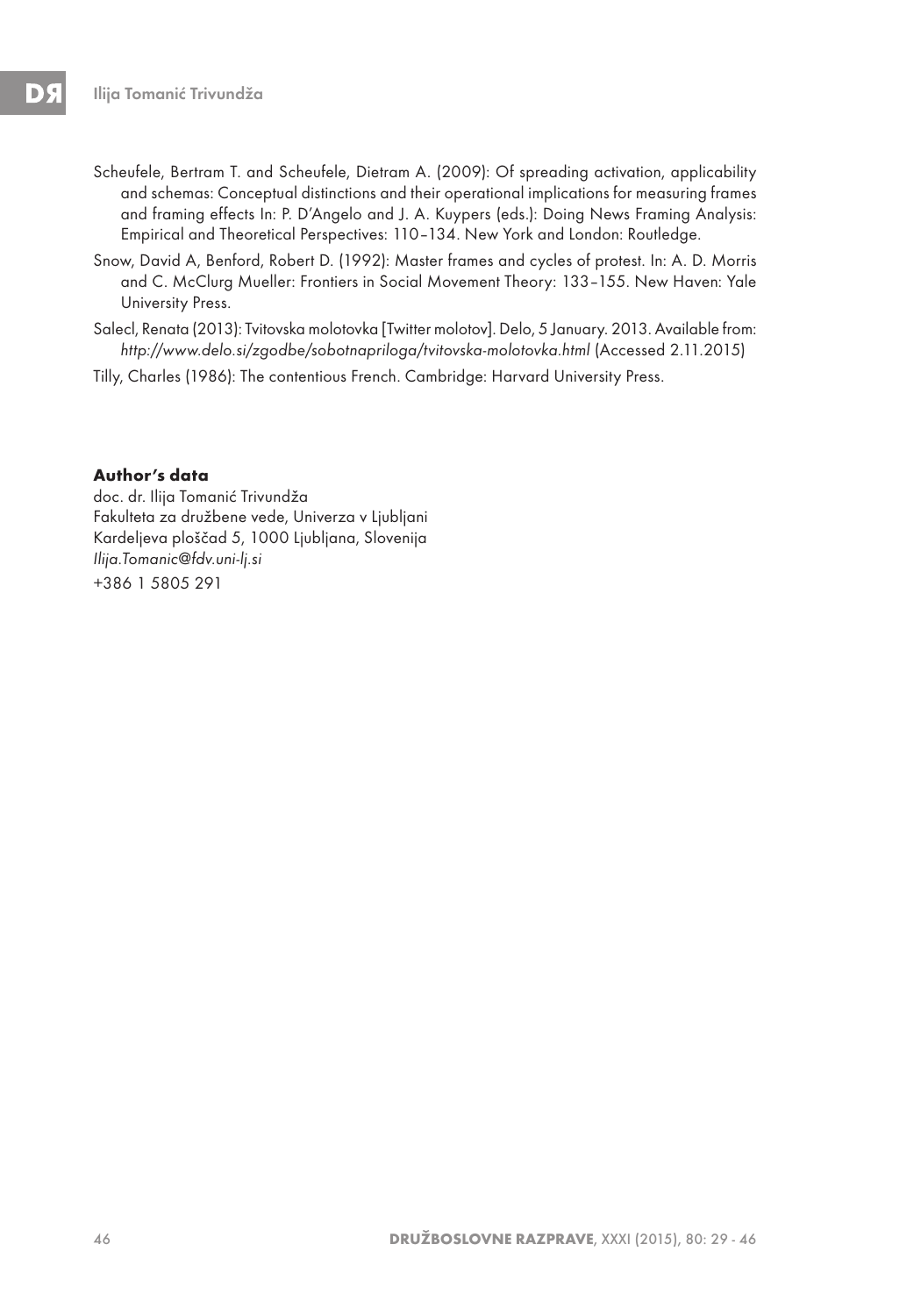Scheufele, Bertram T. and Scheufele, Dietram A. (2009): Of spreading activation, applicability and schemas: Conceptual distinctions and their operational implications for measuring frames and framing effects In: P. D'Angelo and J. A. Kuypers (eds.): Doing News Framing Analysis: Empirical and Theoretical Perspectives: 110–134. New York and London: Routledge.

Snow, David A, Benford, Robert D. (1992): Master frames and cycles of protest. In: A. D. Morris and C. McClurg Mueller: Frontiers in Social Movement Theory: 133–155. New Haven: Yale University Press.

Salecl, Renata (2013): Tvitovska molotovka [Twitter molotov]. Delo, 5 January. 2013. Available from: *http://www.delo.si/zgodbe/sobotnapriloga/tvitovska-molotovka.html* (Accessed 2.11.2015)

Tilly, Charles (1986): The contentious French. Cambridge: Harvard University Press.

**Author's data**

doc. dr. Ilija Tomanić Trivundža
Fakulteta za družbene vede, Univerza v Ljubljani
Kardeljeva ploščad 5, 1000 Ljubljana, Slovenija
*Ilija.Tomanic@fdv.uni-lj.si*
+386 1 5805 291